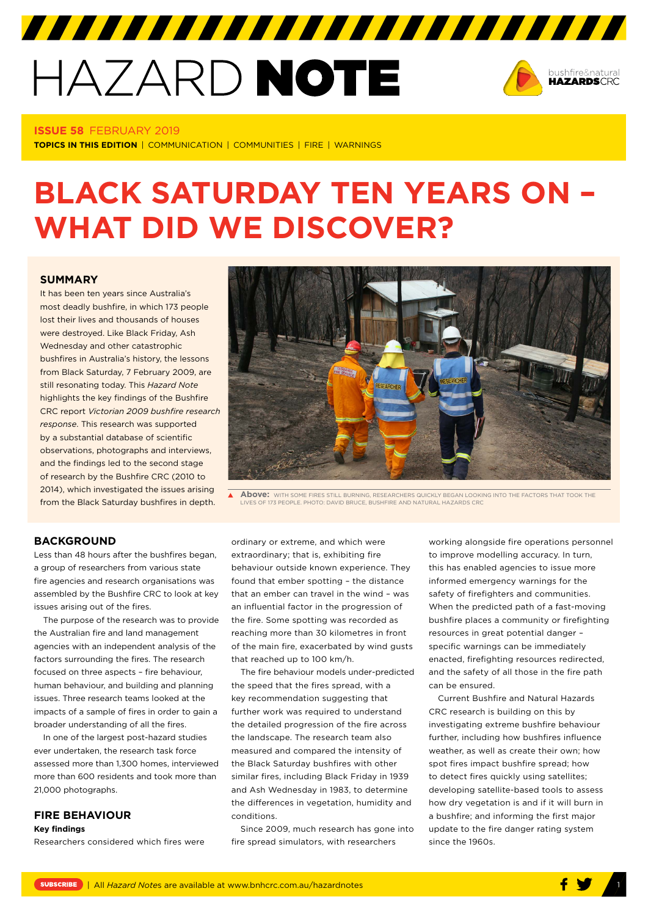# HAZARD NOTE

**ISSUE 58** FEBRUARY 2019

**TOPICS IN THIS EDITION** | COMMUNICATION | COMMUNITIES | FIRE | WARNINGS

# BLACK SATURDAY TEN YEARS ON – WHAT DID WE DISCOVER?

## SUMMARY

It has been ten years since Australia's most deadly bushfire, in which 173 people lost their lives and thousands of houses were destroyed. Like Black Friday, Ash Wednesday and other catastrophic bushfires in Australia's history, the lessons from Black Saturday, 7 February 2009, are still resonating today. This *Hazard Note* highlights the key findings of the Bushfire CRC report *Victorian 2009 bushfire research response*. This research was supported by a substantial database of scientific observations, photographs and interviews, and the findings led to the second stage of research by the Bushfire CRC (2010 to 2014), which investigated the issues arising from the Black Saturday bushfires in depth.

**Above:** WITH SOME FIRES STILL BURNING, RESEARCHERS QUICKLY BEGAN LOOKING INTO THE FACTORS THAT TOOK THE LIVES OF 173 PEOPLE. PHOTO: DAVID BRUCE, BUSHFIRE AND NATURAL HAZARDS CRC

## BACKGROUND

Less than 48 hours after the bushfires began, a group of researchers from various state fire agencies and research organisations was assembled by the Bushfire CRC to look at key issues arising out of the fires.

The purpose of the research was to provide the Australian fire and land management agencies with an independent analysis of the factors surrounding the fires. The research focused on three aspects – fire behaviour, human behaviour, and building and planning issues. Three research teams looked at the impacts of a sample of fires in order to gain a broader understanding of all the fires.

In one of the largest post-hazard studies ever undertaken, the research task force assessed more than 1,300 homes, interviewed more than 600 residents and took more than 21,000 photographs.

## FIRE BEHAVIOUR

**Key findings**

Researchers considered which fires were ordinary or extreme, and which were extraordinary; that is, exhibiting fire behaviour outside known experience. They found that ember spotting – the distance that an ember can travel in the wind – was an influential factor in the progression of the fire. Some spotting was recorded as reaching more than 30 kilometres in front of the main fire, exacerbated by wind gusts that reached up to 100 km/h.

The fire behaviour models under-predicted the speed that the fires spread, with a key recommendation suggesting that further work was required to understand the detailed progression of the fire across the landscape. The research team also measured and compared the intensity of the Black Saturday bushfires with other similar fires, including Black Friday in 1939 and Ash Wednesday in 1983, to determine the differences in vegetation, humidity and conditions.

Since 2009, much research has gone into fire spread simulators, with researchers working alongside fire operations personnel to improve modelling accuracy. In turn, this has enabled agencies to issue more informed emergency warnings for the safety of firefighters and communities. When the predicted path of a fast-moving bushfire places a community or firefighting resources in great potential danger – specific warnings can be immediately enacted, firefighting resources redirected, and the safety of all those in the fire path can be ensured.

Current Bushfire and Natural Hazards CRC research is building on this by investigating extreme bushfire behaviour further, including how bushfires influence weather, as well as create their own; how spot fires impact bushfire spread; how to detect fires quickly using satellites; developing satellite-based tools to assess how dry vegetation is and if it will burn in a bushfire; and informing the first major update to the fire danger rating system since the 1960s.

SUBSCRIBE | All *Hazard Notes* are available at www.bnhcrc.com.au/hazardnotes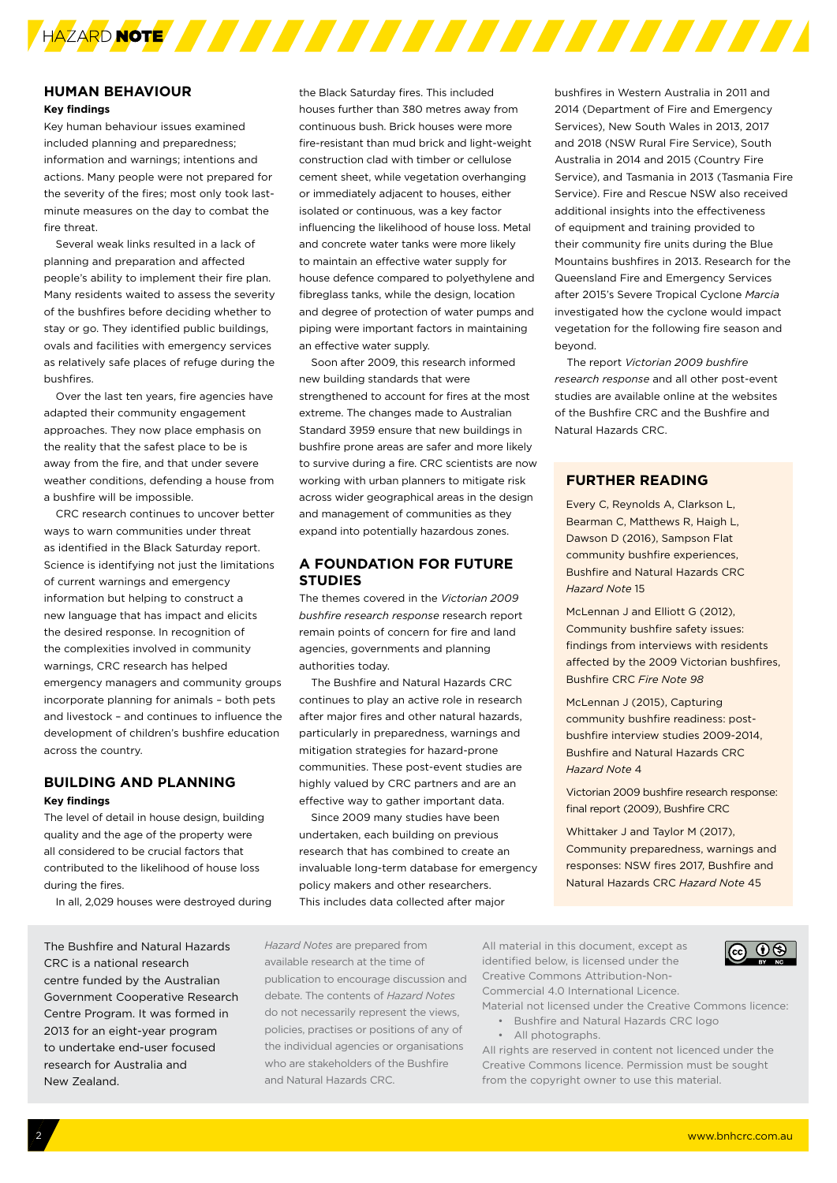## HUMAN BEHAVIOUR

**Key findings**

Key human behaviour issues examined included planning and preparedness; information and warnings; intentions and actions. Many people were not prepared for the severity of the fires; most only took last-minute measures on the day to combat the fire threat.

Several weak links resulted in a lack of planning and preparation and affected people's ability to implement their fire plan. Many residents waited to assess the severity of the bushfires before deciding whether to stay or go. They identified public buildings, ovals and facilities with emergency services as relatively safe places of refuge during the bushfires.

Over the last ten years, fire agencies have adapted their community engagement approaches. They now place emphasis on the reality that the safest place to be is away from the fire, and that under severe weather conditions, defending a house from a bushfire will be impossible.

CRC research continues to uncover better ways to warn communities under threat as identified in the Black Saturday report. Science is identifying not just the limitations of current warnings and emergency information but helping to construct a new language that has impact and elicits the desired response. In recognition of the complexities involved in community warnings, CRC research has helped emergency managers and community groups incorporate planning for animals – both pets and livestock – and continues to influence the development of children's bushfire education across the country.

## BUILDING AND PLANNING

**Key findings**

The level of detail in house design, building quality and the age of the property were all considered to be crucial factors that contributed to the likelihood of house loss during the fires.

In all, 2,029 houses were destroyed during the Black Saturday fires. This included houses further than 380 metres away from continuous bush. Brick houses were more fire-resistant than mud brick and light-weight construction clad with timber or cellulose cement sheet, while vegetation overhanging or immediately adjacent to houses, either isolated or continuous, was a key factor influencing the likelihood of house loss. Metal and concrete water tanks were more likely to maintain an effective water supply for house defence compared to polyethylene and fibreglass tanks, while the design, location and degree of protection of water pumps and piping were important factors in maintaining an effective water supply.

Soon after 2009, this research informed new building standards that were strengthened to account for fires at the most extreme. The changes made to Australian Standard 3959 ensure that new buildings in bushfire prone areas are safer and more likely to survive during a fire. CRC scientists are now working with urban planners to mitigate risk across wider geographical areas in the design and management of communities as they expand into potentially hazardous zones.

## A FOUNDATION FOR FUTURE STUDIES

The themes covered in the *Victorian 2009 bushfire research response* research report remain points of concern for fire and land agencies, governments and planning authorities today.

The Bushfire and Natural Hazards CRC continues to play an active role in research after major fires and other natural hazards, particularly in preparedness, warnings and mitigation strategies for hazard-prone communities. These post-event studies are highly valued by CRC partners and are an effective way to gather important data.

Since 2009 many studies have been undertaken, each building on previous research that has combined to create an invaluable long-term database for emergency policy makers and other researchers. This includes data collected after major bushfires in Western Australia in 2011 and 2014 (Department of Fire and Emergency Services), New South Wales in 2013, 2017 and 2018 (NSW Rural Fire Service), South Australia in 2014 and 2015 (Country Fire Service), and Tasmania in 2013 (Tasmania Fire Service). Fire and Rescue NSW also received additional insights into the effectiveness of equipment and training provided to their community fire units during the Blue Mountains bushfires in 2013. Research for the Queensland Fire and Emergency Services after 2015's Severe Tropical Cyclone *Marcia* investigated how the cyclone would impact vegetation for the following fire season and beyond.

The report *Victorian 2009 bushfire research response* and all other post-event studies are available online at the websites of the Bushfire CRC and the Bushfire and Natural Hazards CRC.

## FURTHER READING

Every C, Reynolds A, Clarkson L, Bearman C, Matthews R, Haigh L, Dawson D (2016), Sampson Flat community bushfire experiences, Bushfire and Natural Hazards CRC *Hazard Note* 15

McLennan J and Elliott G (2012), Community bushfire safety issues: findings from interviews with residents affected by the 2009 Victorian bushfires, Bushfire CRC *Fire Note 98*

McLennan J (2015), Capturing community bushfire readiness: post-bushfire interview studies 2009-2014, Bushfire and Natural Hazards CRC *Hazard Note* 4

Victorian 2009 bushfire research response: final report (2009), Bushfire CRC

Whittaker J and Taylor M (2017), Community preparedness, warnings and responses: NSW fires 2017, Bushfire and Natural Hazards CRC *Hazard Note* 45

The Bushfire and Natural Hazards CRC is a national research centre funded by the Australian Government Cooperative Research Centre Program. It was formed in 2013 for an eight-year program to undertake end-user focused research for Australia and New Zealand.

*Hazard Notes* are prepared from available research at the time of publication to encourage discussion and debate. The contents of *Hazard Notes* do not necessarily represent the views, policies, practises or positions of any of the individual agencies or organisations who are stakeholders of the Bushfire and Natural Hazards CRC.

All material in this document, except as identified below, is licensed under the Creative Commons Attribution-Non-Commercial 4.0 International Licence.

Material not licensed under the Creative Commons licence:

- Bushfire and Natural Hazards CRC logo
- All photographs.

All rights are reserved in content not licenced under the Creative Commons licence. Permission must be sought from the copyright owner to use this material.